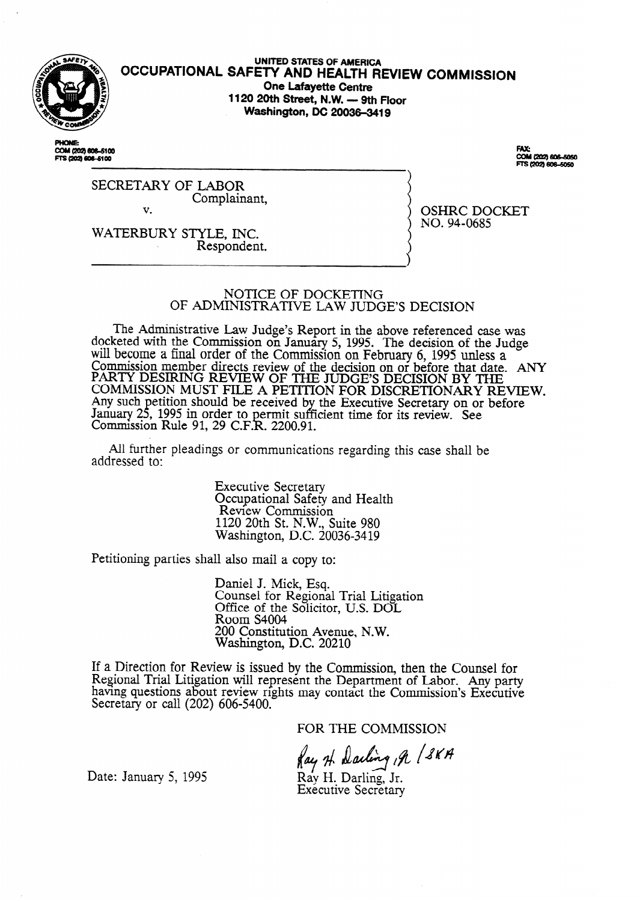UNITED STATES OF AMERICA

# OCCUPATIONAL SAFETY AND HEALTH REVIEW COMMISSION

**One Lafayette Centre**
**1120 20th Street, N.W. — 9th Floor**
**Washington, DC 20036-3419**

PHONE:
COM (202) 606-5100
FTS (202) 606-5100

FAX:
COM (202) 606-5050
FTS (202) 606-5050

SECRETARY OF LABOR
Complainant,

v.

WATERBURY STYLE, INC.
Respondent.

OSHRC DOCKET
NO. 94-0685

## NOTICE OF DOCKETING OF ADMINISTRATIVE LAW JUDGE'S DECISION

The Administrative Law Judge's Report in the above referenced case was docketed with the Commission on January 5, 1995. The decision of the Judge will become a final order of the Commission on February 6, 1995 unless a Commission member directs review of the decision on or before that date. ANY PARTY DESIRING REVIEW OF THE JUDGE'S DECISION BY THE COMMISSION MUST FILE A PETITION FOR DISCRETIONARY REVIEW. Any such petition should be received by the Executive Secretary on or before January 25, 1995 in order to permit sufficient time for its review. See Commission Rule 91, 29 C.F.R. 2200.91.

All further pleadings or communications regarding this case shall be addressed to:

Executive Secretary
Occupational Safety and Health
Review Commission
1120 20th St. N.W., Suite 980
Washington, D.C. 20036-3419

Petitioning parties shall also mail a copy to:

Daniel J. Mick, Esq.
Counsel for Regional Trial Litigation
Office of the Solicitor, U.S. DOL
Room S4004
200 Constitution Avenue, N.W.
Washington, D.C. 20210

If a Direction for Review is issued by the Commission, then the Counsel for Regional Trial Litigation will represent the Department of Labor. Any party having questions about review rights may contact the Commission's Executive Secretary or call (202) 606-5400.

FOR THE COMMISSION

Ray H. Darling, Jr. /SKA

Date: January 5, 1995

Ray H. Darling, Jr.
Executive Secretary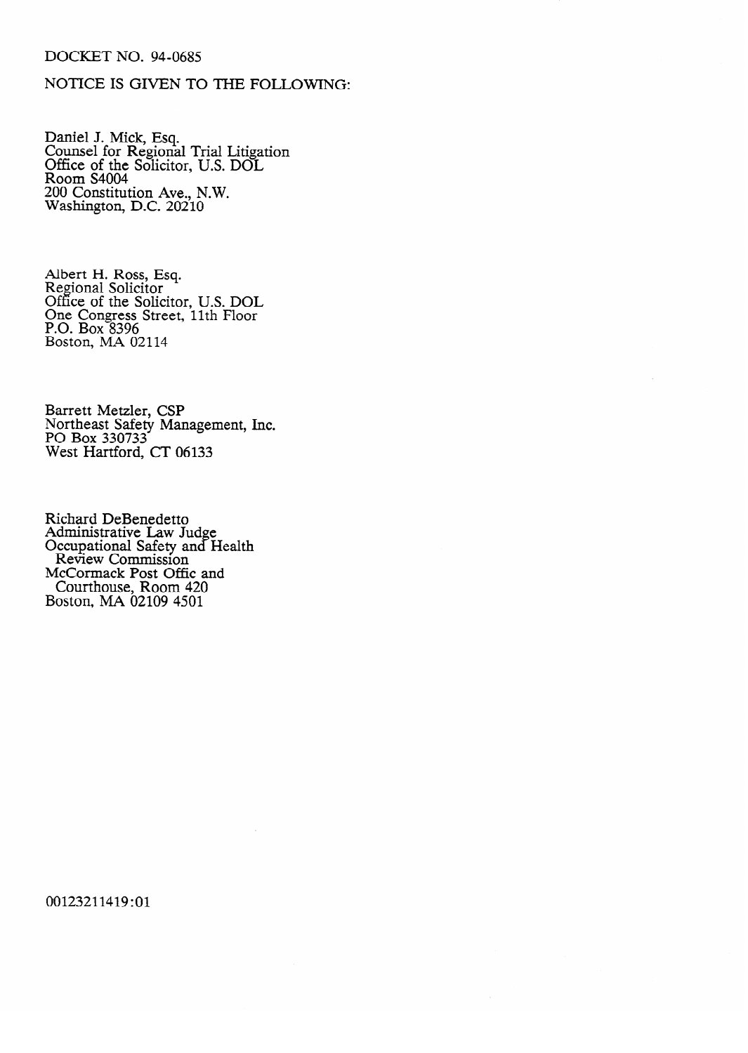DOCKET NO. 94-0685

NOTICE IS GIVEN TO THE FOLLOWING:

Daniel J. Mick, Esq.
Counsel for Regional Trial Litigation
Office of the Solicitor, U.S. DOL
Room S4004
200 Constitution Ave., N.W.
Washington, D.C. 20210

Albert H. Ross, Esq.
Regional Solicitor
Office of the Solicitor, U.S. DOL
One Congress Street, 11th Floor
P.O. Box 8396
Boston, MA 02114

Barrett Metzler, CSP
Northeast Safety Management, Inc.
PO Box 330733
West Hartford, CT 06133

Richard DeBenedetto
Administrative Law Judge
Occupational Safety and Health
Review Commission
McCormack Post Offic and
Courthouse, Room 420
Boston, MA 02109 4501

00123211419:01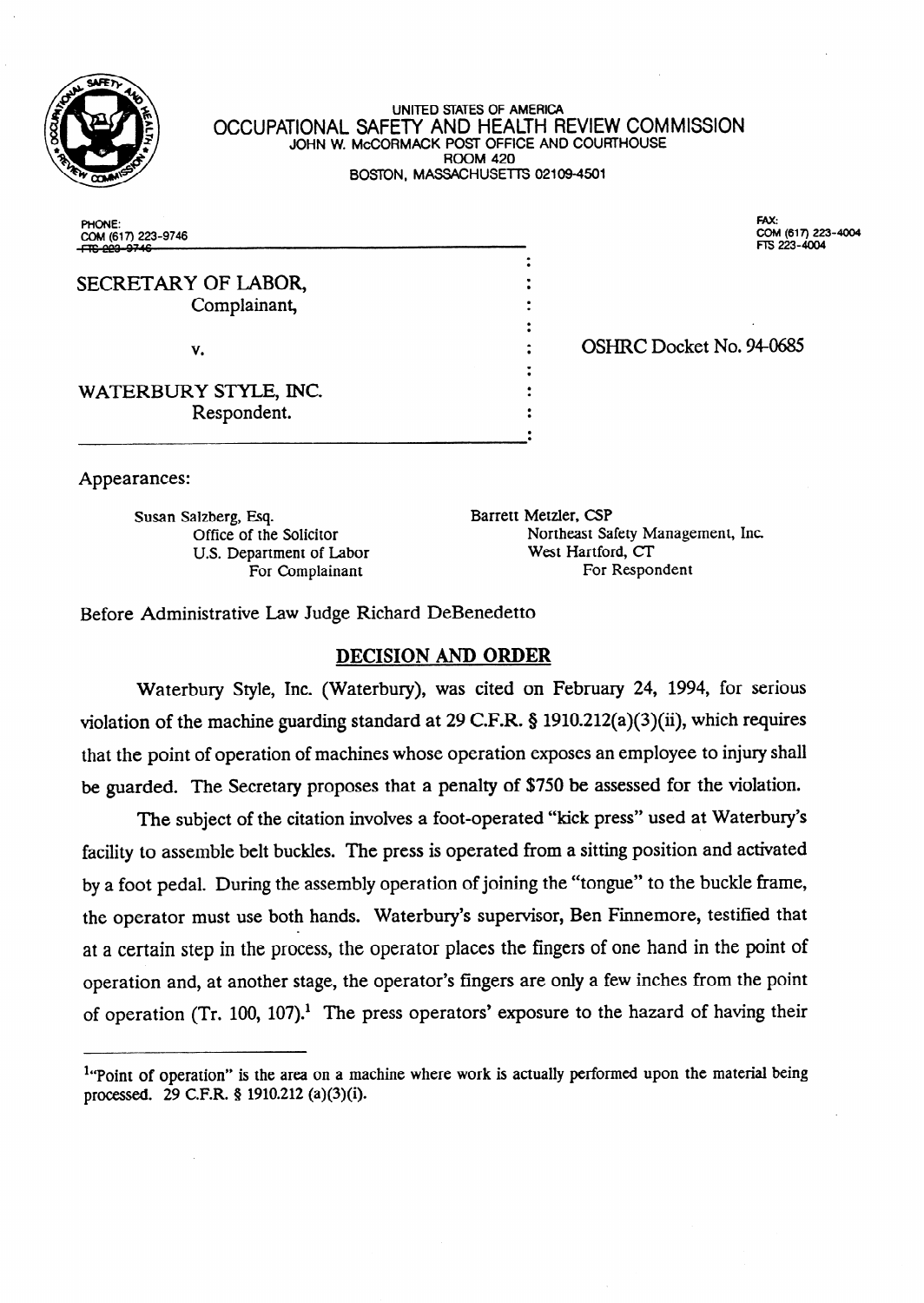UNITED STATES OF AMERICA
OCCUPATIONAL SAFETY AND HEALTH REVIEW COMMISSION
JOHN W. McCORMACK POST OFFICE AND COURTHOUSE
ROOM 420
BOSTON, MASSACHUSETTS 02109-4501

PHONE:
COM (617) 223-9746
FTS 223-9746

FAX:
COM (617) 223-4004
FTS 223-4004

SECRETARY OF LABOR,
Complainant,

v.

WATERBURY STYLE, INC.
Respondent.

OSHRC Docket No. 94-0685

Appearances:

Susan Salzberg, Esq.
Office of the Solicitor
U.S. Department of Labor
For Complainant

Barrett Metzler, CSP
Northeast Safety Management, Inc.
West Hartford, CT
For Respondent

Before Administrative Law Judge Richard DeBenedetto

## DECISION AND ORDER

Waterbury Style, Inc. (Waterbury), was cited on February 24, 1994, for serious violation of the machine guarding standard at 29 C.F.R. § 1910.212(a)(3)(ii), which requires that the point of operation of machines whose operation exposes an employee to injury shall be guarded. The Secretary proposes that a penalty of $750 be assessed for the violation.

The subject of the citation involves a foot-operated "kick press" used at Waterbury's facility to assemble belt buckles. The press is operated from a sitting position and activated by a foot pedal. During the assembly operation of joining the "tongue" to the buckle frame, the operator must use both hands. Waterbury's supervisor, Ben Finnemore, testified that at a certain step in the process, the operator places the fingers of one hand in the point of operation and, at another stage, the operator's fingers are only a few inches from the point of operation (Tr. 100, 107).[1] The press operators' exposure to the hazard of having their

[1] "Point of operation" is the area on a machine where work is actually performed upon the material being processed. 29 C.F.R. § 1910.212 (a)(3)(i).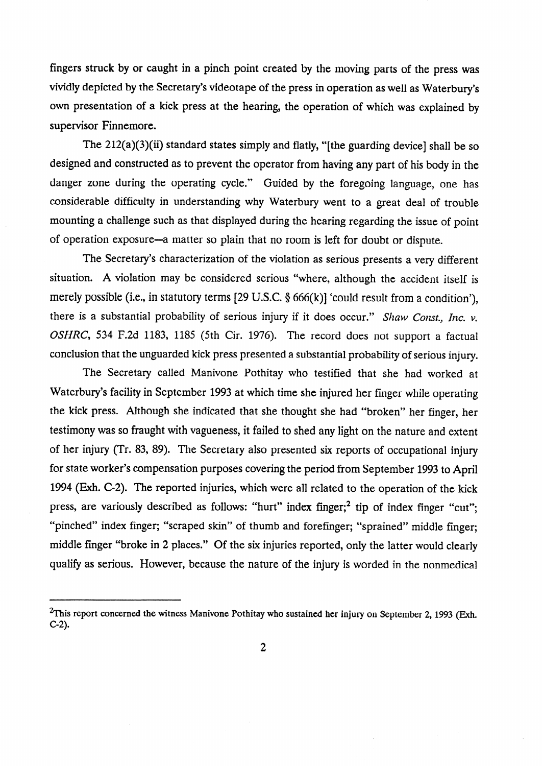fingers struck by or caught in a pinch point created by the moving parts of the press was vividly depicted by the Secretary's videotape of the press in operation as well as Waterbury's own presentation of a kick press at the hearing, the operation of which was explained by supervisor Finnemore.

The 212(a)(3)(ii) standard states simply and flatly, "[the guarding device] shall be so designed and constructed as to prevent the operator from having any part of his body in the danger zone during the operating cycle." Guided by the foregoing language, one has considerable difficulty in understanding why Waterbury went to a great deal of trouble mounting a challenge such as that displayed during the hearing regarding the issue of point of operation exposure—a matter so plain that no room is left for doubt or dispute.

The Secretary's characterization of the violation as serious presents a very different situation. A violation may be considered serious "where, although the accident itself is merely possible (i.e., in statutory terms [29 U.S.C. § 666(k)] 'could result from a condition'), there is a substantial probability of serious injury if it does occur." *Shaw Const., Inc. v. OSHRC*, 534 F.2d 1183, 1185 (5th Cir. 1976). The record does not support a factual conclusion that the unguarded kick press presented a substantial probability of serious injury.

The Secretary called Manivone Pothitay who testified that she had worked at Waterbury's facility in September 1993 at which time she injured her finger while operating the kick press. Although she indicated that she thought she had "broken" her finger, her testimony was so fraught with vagueness, it failed to shed any light on the nature and extent of her injury (Tr. 83, 89). The Secretary also presented six reports of occupational injury for state worker's compensation purposes covering the period from September 1993 to April 1994 (Exh. C-2). The reported injuries, which were all related to the operation of the kick press, are variously described as follows: "hurt" index finger;[2] tip of index finger "cut"; "pinched" index finger; "scraped skin" of thumb and forefinger; "sprained" middle finger; middle finger "broke in 2 places." Of the six injuries reported, only the latter would clearly qualify as serious. However, because the nature of the injury is worded in the nonmedical

---

[2] This report concerned the witness Manivone Pothitay who sustained her injury on September 2, 1993 (Exh. C-2).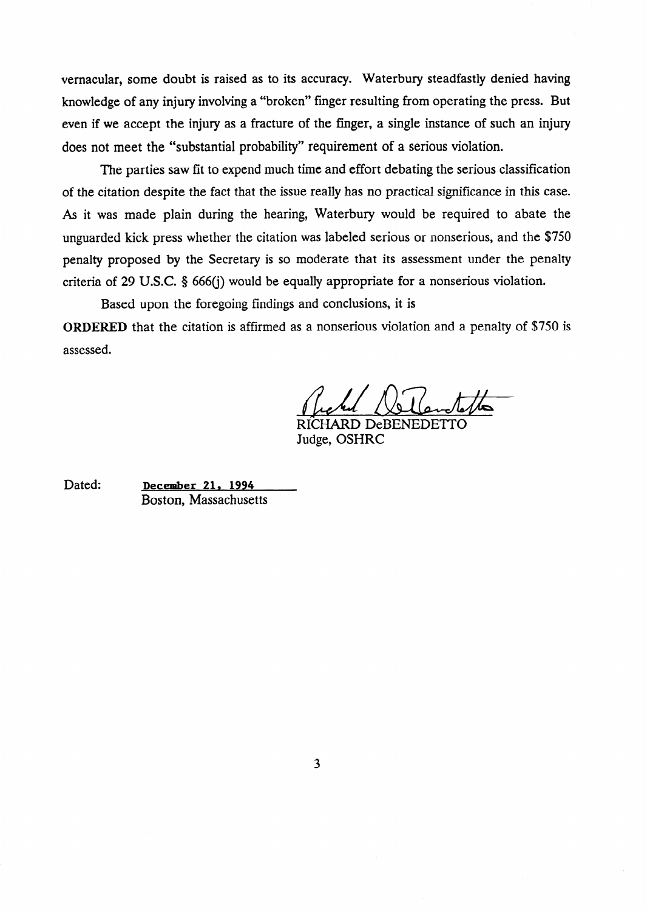vernacular, some doubt is raised as to its accuracy. Waterbury steadfastly denied having knowledge of any injury involving a "broken" finger resulting from operating the press. But even if we accept the injury as a fracture of the finger, a single instance of such an injury does not meet the "substantial probability" requirement of a serious violation.

The parties saw fit to expend much time and effort debating the serious classification of the citation despite the fact that the issue really has no practical significance in this case. As it was made plain during the hearing, Waterbury would be required to abate the unguarded kick press whether the citation was labeled serious or nonserious, and the $750 penalty proposed by the Secretary is so moderate that its assessment under the penalty criteria of 29 U.S.C. § 666(j) would be equally appropriate for a nonserious violation.

Based upon the foregoing findings and conclusions, it is

**ORDERED** that the citation is affirmed as a nonserious violation and a penalty of $750 is assessed.

RICHARD DeBENEDETTO
Judge, OSHRC

Dated: December 21, 1994
Boston, Massachusetts